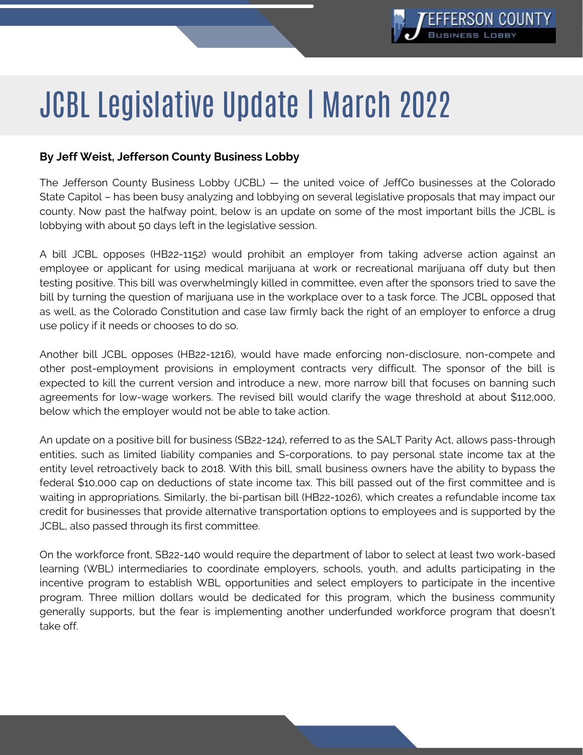# JCBL Legislative Update | March 2022

**By Jeff Weist, Jefferson County Business Lobby**

The Jefferson County Business Lobby (JCBL) — the united voice of JeffCo businesses at the Colorado State Capitol – has been busy analyzing and lobbying on several legislative proposals that may impact our county. Now past the halfway point, below is an update on some of the most important bills the JCBL is lobbying with about 50 days left in the legislative session.

A bill JCBL opposes (HB22-1152) would prohibit an employer from taking adverse action against an employee or applicant for using medical marijuana at work or recreational marijuana off duty but then testing positive. This bill was overwhelmingly killed in committee, even after the sponsors tried to save the bill by turning the question of marijuana use in the workplace over to a task force. The JCBL opposed that as well, as the Colorado Constitution and case law firmly back the right of an employer to enforce a drug use policy if it needs or chooses to do so.

Another bill JCBL opposes (HB22-1216), would have made enforcing non-disclosure, non-compete and other post-employment provisions in employment contracts very difficult. The sponsor of the bill is expected to kill the current version and introduce a new, more narrow bill that focuses on banning such agreements for low-wage workers. The revised bill would clarify the wage threshold at about $112,000, below which the employer would not be able to take action.

An update on a positive bill for business (SB22-124), referred to as the SALT Parity Act, allows pass-through entities, such as limited liability companies and S-corporations, to pay personal state income tax at the entity level retroactively back to 2018. With this bill, small business owners have the ability to bypass the federal $10,000 cap on deductions of state income tax. This bill passed out of the first committee and is waiting in appropriations. Similarly, the bi-partisan bill (HB22-1026), which creates a refundable income tax credit for businesses that provide alternative transportation options to employees and is supported by the JCBL, also passed through its first committee.

On the workforce front, SB22-140 would require the department of labor to select at least two work-based learning (WBL) intermediaries to coordinate employers, schools, youth, and adults participating in the incentive program to establish WBL opportunities and select employers to participate in the incentive program. Three million dollars would be dedicated for this program, which the business community generally supports, but the fear is implementing another underfunded workforce program that doesn't take off.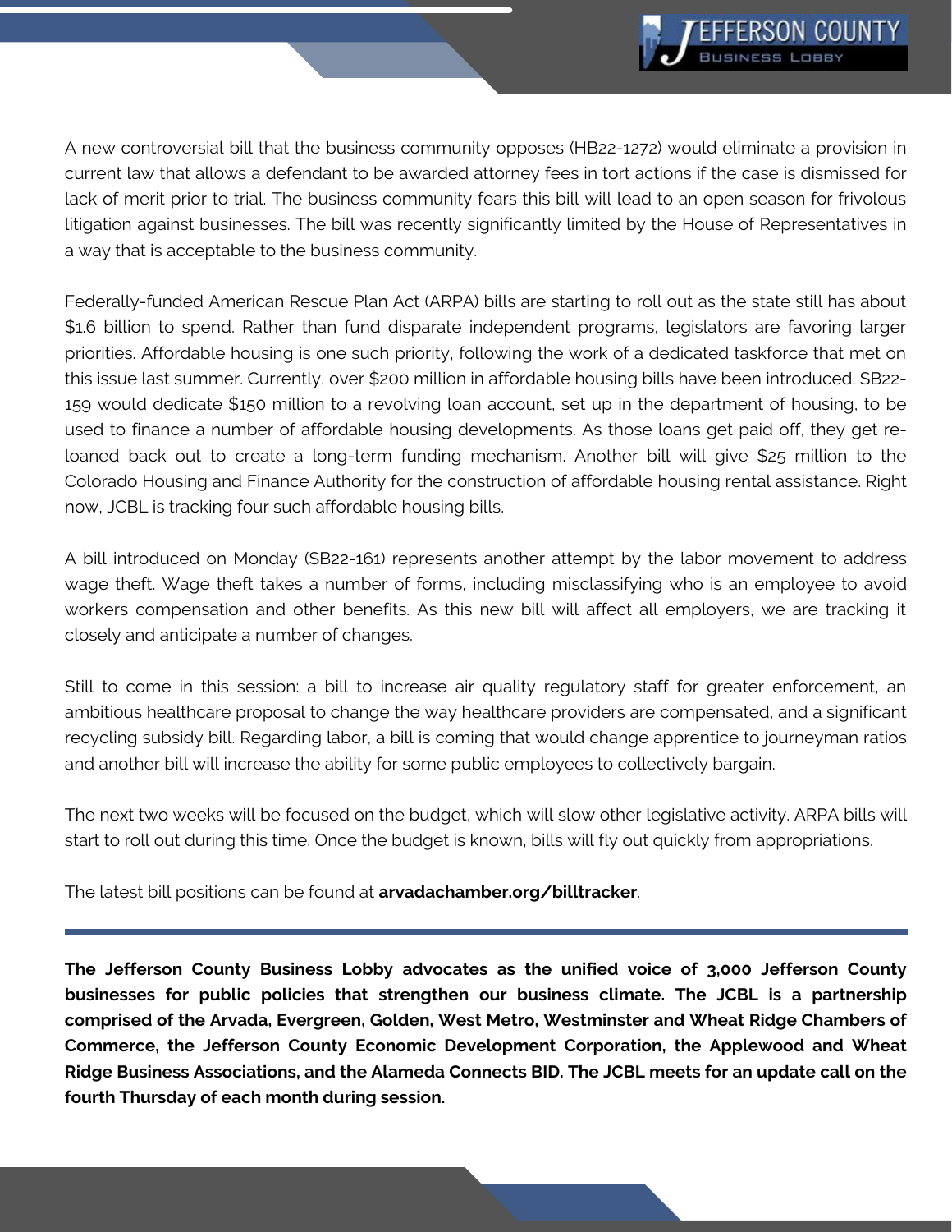A new controversial bill that the business community opposes (HB22-1272) would eliminate a provision in current law that allows a defendant to be awarded attorney fees in tort actions if the case is dismissed for lack of merit prior to trial. The business community fears this bill will lead to an open season for frivolous litigation against businesses. The bill was recently significantly limited by the House of Representatives in a way that is acceptable to the business community.

Federally-funded American Rescue Plan Act (ARPA) bills are starting to roll out as the state still has about $1.6 billion to spend. Rather than fund disparate independent programs, legislators are favoring larger priorities. Affordable housing is one such priority, following the work of a dedicated taskforce that met on this issue last summer. Currently, over $200 million in affordable housing bills have been introduced. SB22-159 would dedicate $150 million to a revolving loan account, set up in the department of housing, to be used to finance a number of affordable housing developments. As those loans get paid off, they get re-loaned back out to create a long-term funding mechanism. Another bill will give $25 million to the Colorado Housing and Finance Authority for the construction of affordable housing rental assistance. Right now, JCBL is tracking four such affordable housing bills.

A bill introduced on Monday (SB22-161) represents another attempt by the labor movement to address wage theft. Wage theft takes a number of forms, including misclassifying who is an employee to avoid workers compensation and other benefits. As this new bill will affect all employers, we are tracking it closely and anticipate a number of changes.

Still to come in this session: a bill to increase air quality regulatory staff for greater enforcement, an ambitious healthcare proposal to change the way healthcare providers are compensated, and a significant recycling subsidy bill. Regarding labor, a bill is coming that would change apprentice to journeyman ratios and another bill will increase the ability for some public employees to collectively bargain.

The next two weeks will be focused on the budget, which will slow other legislative activity. ARPA bills will start to roll out during this time. Once the budget is known, bills will fly out quickly from appropriations.

The latest bill positions can be found at **arvadachamber.org/billtracker**.

---

**The Jefferson County Business Lobby advocates as the unified voice of 3,000 Jefferson County businesses for public policies that strengthen our business climate. The JCBL is a partnership comprised of the Arvada, Evergreen, Golden, West Metro, Westminster and Wheat Ridge Chambers of Commerce, the Jefferson County Economic Development Corporation, the Applewood and Wheat Ridge Business Associations, and the Alameda Connects BID. The JCBL meets for an update call on the fourth Thursday of each month during session.**